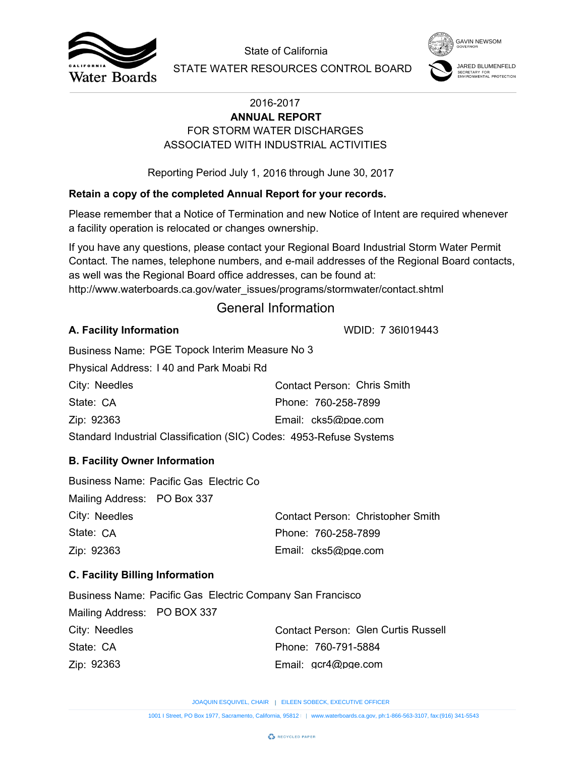State of California

STATE WATER RESOURCES CONTROL BOARD

GAVIN NEWSOM
GOVERNOR

JARED BLUMENFELD
SECRETARY FOR ENVIRONMENTAL PROTECTION

# 2016-2017 **ANNUAL REPORT** FOR STORM WATER DISCHARGES ASSOCIATED WITH INDUSTRIAL ACTIVITIES

Reporting Period July 1, 2016 through June 30, 2017

**Retain a copy of the completed Annual Report for your records.**

Please remember that a Notice of Termination and new Notice of Intent are required whenever a facility operation is relocated or changes ownership.

If you have any questions, please contact your Regional Board Industrial Storm Water Permit Contact. The names, telephone numbers, and e-mail addresses of the Regional Board contacts, as well was the Regional Board office addresses, can be found at:
http://www.waterboards.ca.gov/water_issues/programs/stormwater/contact.shtml

## General Information

### A. Facility Information

WDID: 7 36I019443

Business Name: PGE Topock Interim Measure No 3

Physical Address: I 40 and Park Moabi Rd

City: Needles

State: CA

Zip: 92363

Contact Person: Chris Smith

Phone: 760-258-7899

Email: cks5@pge.com

Standard Industrial Classification (SIC) Codes: 4953-Refuse Systems

### B. Facility Owner Information

Business Name: Pacific Gas Electric Co

Mailing Address: PO Box 337

City: Needles

State: CA

Zip: 92363

Contact Person: Christopher Smith

Phone: 760-258-7899

Email: cks5@pge.com

### C. Facility Billing Information

Business Name: Pacific Gas Electric Company San Francisco

Mailing Address: PO BOX 337

City: Needles

State: CA

Zip: 92363

Contact Person: Glen Curtis Russell

Phone: 760-791-5884

Email: gcr4@pge.com

JOAQUIN ESQUIVEL, CHAIR | EILEEN SOBECK, EXECUTIVE OFFICER

1001 I Street, PO Box 1977, Sacramento, California, 95812 | www.waterboards.ca.gov, ph:1-866-563-3107, fax:(916) 341-5543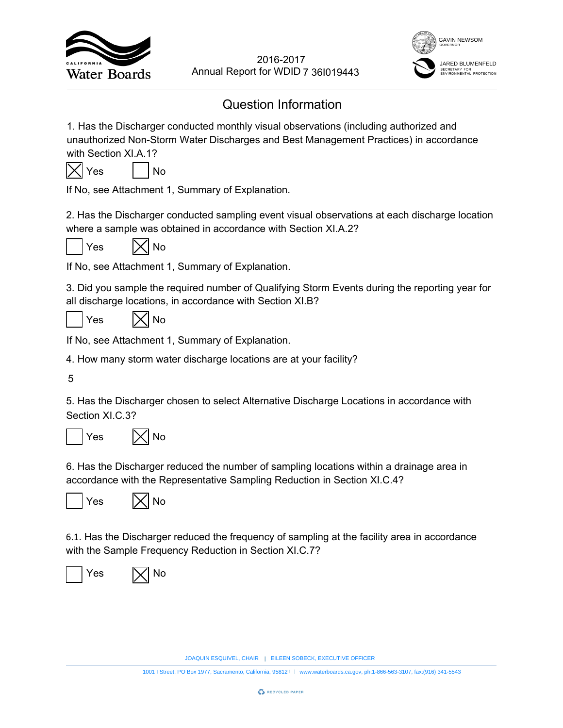2016-2017
Annual Report for WDID 7 36I019443

# Question Information

1. Has the Discharger conducted monthly visual observations (including authorized and unauthorized Non-Storm Water Discharges and Best Management Practices) in accordance with Section XI.A.1?

☒ Yes ☐ No

If No, see Attachment 1, Summary of Explanation.

2. Has the Discharger conducted sampling event visual observations at each discharge location where a sample was obtained in accordance with Section XI.A.2?

☐ Yes ☒ No

If No, see Attachment 1, Summary of Explanation.

3. Did you sample the required number of Qualifying Storm Events during the reporting year for all discharge locations, in accordance with Section XI.B?

☐ Yes ☒ No

If No, see Attachment 1, Summary of Explanation.

4. How many storm water discharge locations are at your facility?

5

5. Has the Discharger chosen to select Alternative Discharge Locations in accordance with Section XI.C.3?

☐ Yes ☒ No

6. Has the Discharger reduced the number of sampling locations within a drainage area in accordance with the Representative Sampling Reduction in Section XI.C.4?

☐ Yes ☒ No

6.1. Has the Discharger reduced the frequency of sampling at the facility area in accordance with the Sample Frequency Reduction in Section XI.C.7?

☐ Yes ☒ No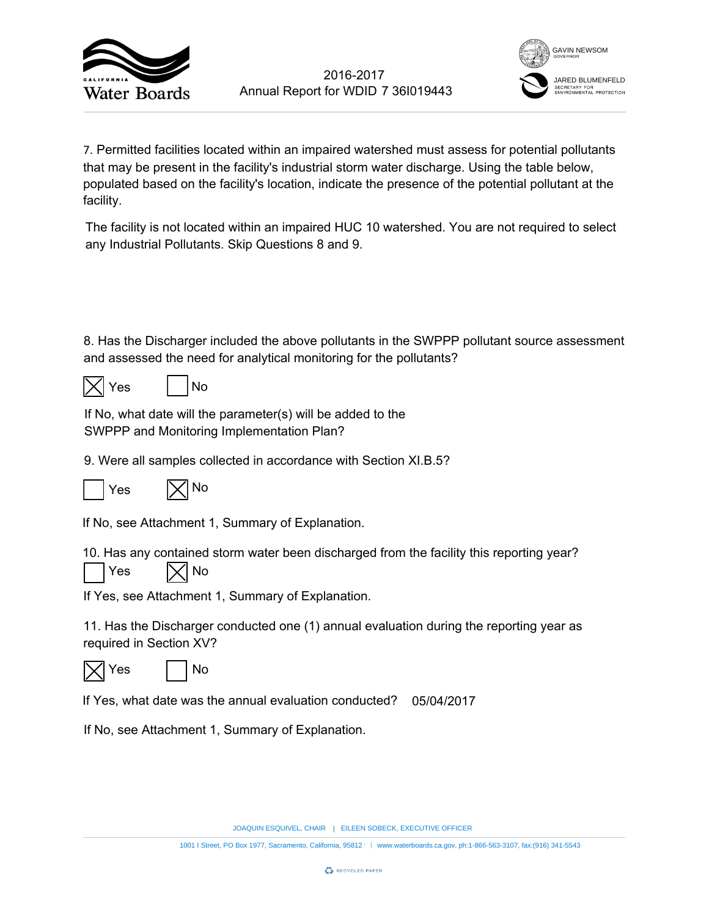7. Permitted facilities located within an impaired watershed must assess for potential pollutants that may be present in the facility's industrial storm water discharge. Using the table below, populated based on the facility's location, indicate the presence of the potential pollutant at the facility.

The facility is not located within an impaired HUC 10 watershed. You are not required to select any Industrial Pollutants. Skip Questions 8 and 9.

8. Has the Discharger included the above pollutants in the SWPPP pollutant source assessment and assessed the need for analytical monitoring for the pollutants?

☒ Yes ☐ No

If No, what date will the parameter(s) will be added to the SWPPP and Monitoring Implementation Plan?

9. Were all samples collected in accordance with Section XI.B.5?

☐ Yes ☒ No

If No, see Attachment 1, Summary of Explanation.

10. Has any contained storm water been discharged from the facility this reporting year?

☐ Yes ☒ No

If Yes, see Attachment 1, Summary of Explanation.

11. Has the Discharger conducted one (1) annual evaluation during the reporting year as required in Section XV?

☒ Yes ☐ No

If Yes, what date was the annual evaluation conducted? 05/04/2017

If No, see Attachment 1, Summary of Explanation.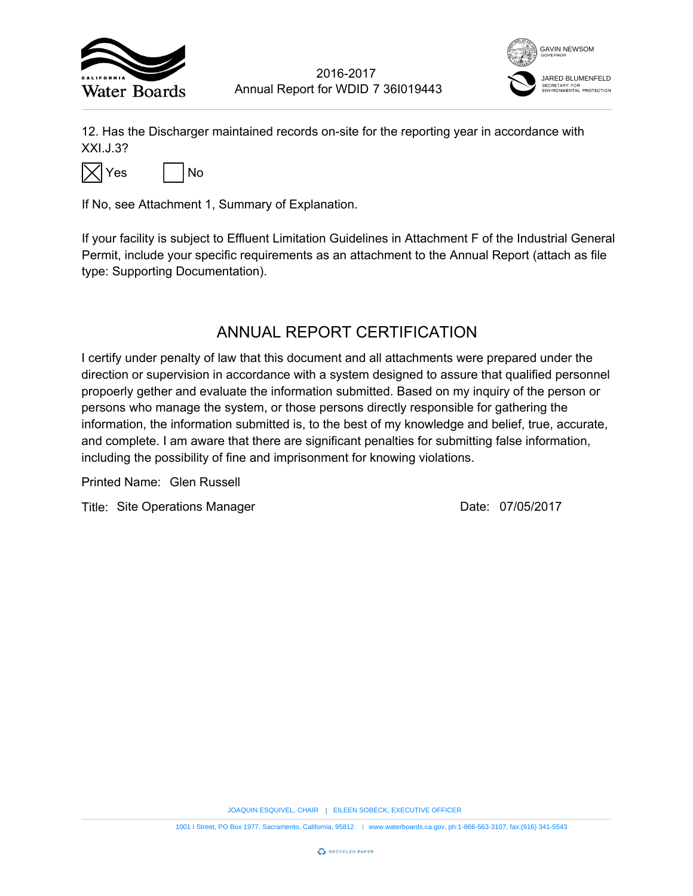12. Has the Discharger maintained records on-site for the reporting year in accordance with XXI.J.3?

☒ Yes ☐ No

If No, see Attachment 1, Summary of Explanation.

If your facility is subject to Effluent Limitation Guidelines in Attachment F of the Industrial General Permit, include your specific requirements as an attachment to the Annual Report (attach as file type: Supporting Documentation).

## ANNUAL REPORT CERTIFICATION

I certify under penalty of law that this document and all attachments were prepared under the direction or supervision in accordance with a system designed to assure that qualified personnel propoerly gether and evaluate the information submitted. Based on my inquiry of the person or persons who manage the system, or those persons directly responsible for gathering the information, the information submitted is, to the best of my knowledge and belief, true, accurate, and complete. I am aware that there are significant penalties for submitting false information, including the possibility of fine and imprisonment for knowing violations.

Printed Name: Glen Russell

Title: Site Operations Manager

Date: 07/05/2017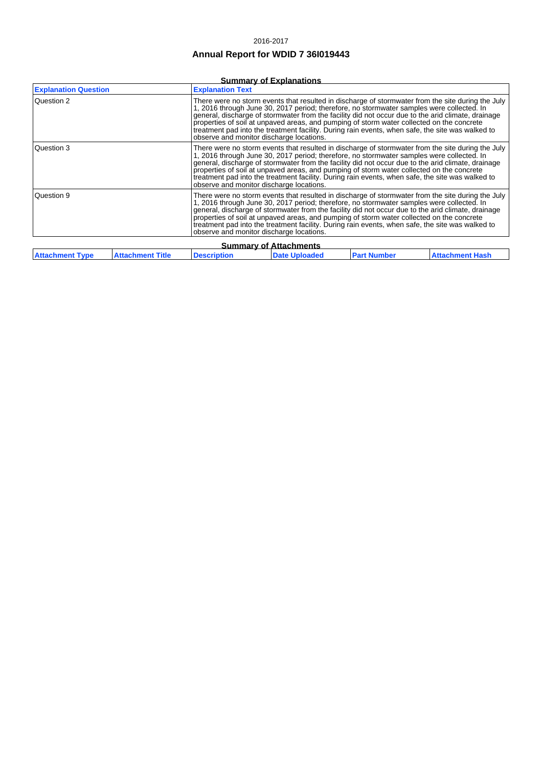2016-2017

# Annual Report for WDID 7 36I019443

## Summary of Explanations

| Explanation Question | Explanation Text |
|---|---|
| Question 2 | There were no storm events that resulted in discharge of stormwater from the site during the July 1, 2016 through June 30, 2017 period; therefore, no stormwater samples were collected. In general, discharge of stormwater from the facility did not occur due to the arid climate, drainage properties of soil at unpaved areas, and pumping of storm water collected on the concrete treatment pad into the treatment facility. During rain events, when safe, the site was walked to observe and monitor discharge locations. |
| Question 3 | There were no storm events that resulted in discharge of stormwater from the site during the July 1, 2016 through June 30, 2017 period; therefore, no stormwater samples were collected. In general, discharge of stormwater from the facility did not occur due to the arid climate, drainage properties of soil at unpaved areas, and pumping of storm water collected on the concrete treatment pad into the treatment facility. During rain events, when safe, the site was walked to observe and monitor discharge locations. |
| Question 9 | There were no storm events that resulted in discharge of stormwater from the site during the July 1, 2016 through June 30, 2017 period; therefore, no stormwater samples were collected. In general, discharge of stormwater from the facility did not occur due to the arid climate, drainage properties of soil at unpaved areas, and pumping of storm water collected on the concrete treatment pad into the treatment facility. During rain events, when safe, the site was walked to observe and monitor discharge locations. |

## Summary of Attachments

| Attachment Type | Attachment Title | Description | Date Uploaded | Part Number | Attachment Hash |
|---|---|---|---|---|---|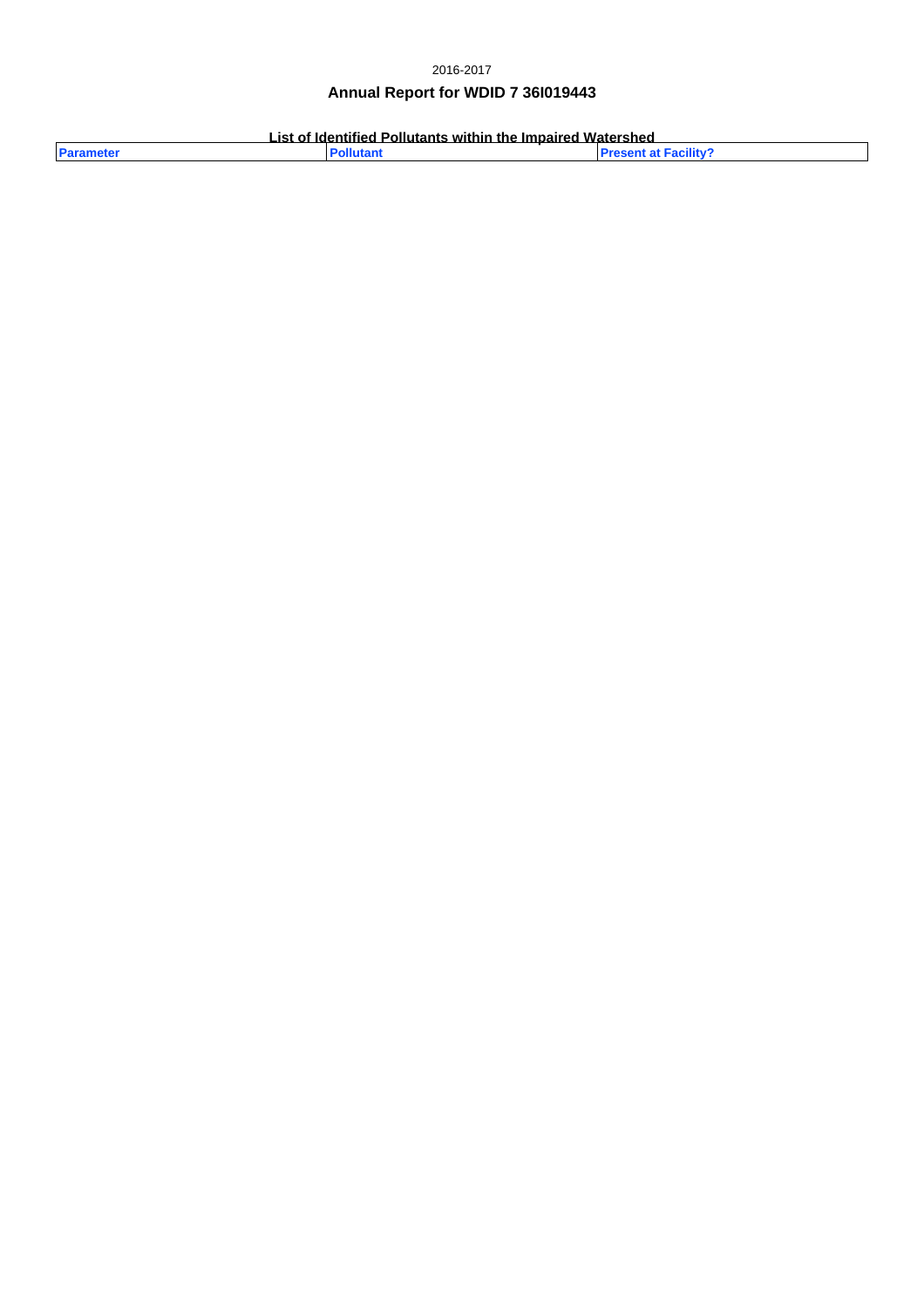2016-2017

## Annual Report for WDID 7 36I019443

### List of Identified Pollutants within the Impaired Watershed

| Parameter | Pollutant | Present at Facility? |
|---|---|---|